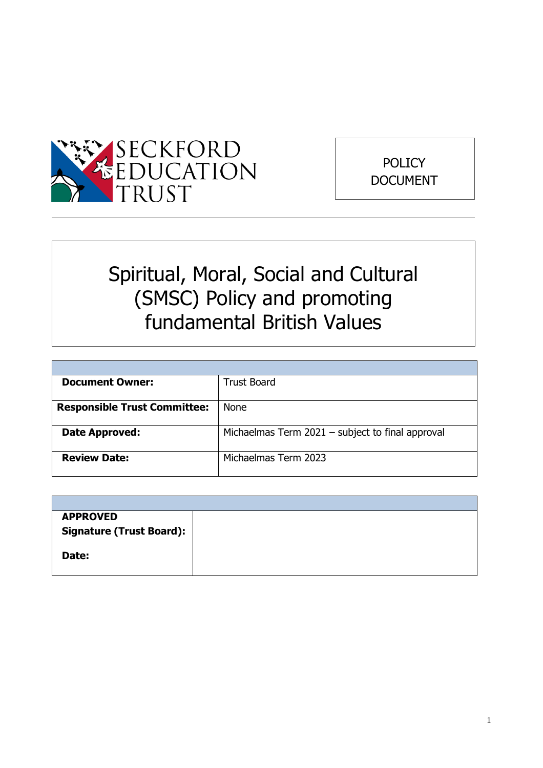SECKFORD EDUCATION TRUST

POLICY DOCUMENT

# Spiritual, Moral, Social and Cultural (SMSC) Policy and promoting fundamental British Values

| | |
|---|---|
| **Document Owner:** | Trust Board |
| **Responsible Trust Committee:** | None |
| **Date Approved:** | Michaelmas Term 2021 – subject to final approval |
| **Review Date:** | Michaelmas Term 2023 |

| | |
|---|---|
| **APPROVED Signature (Trust Board):** <br><br> **Date:** | |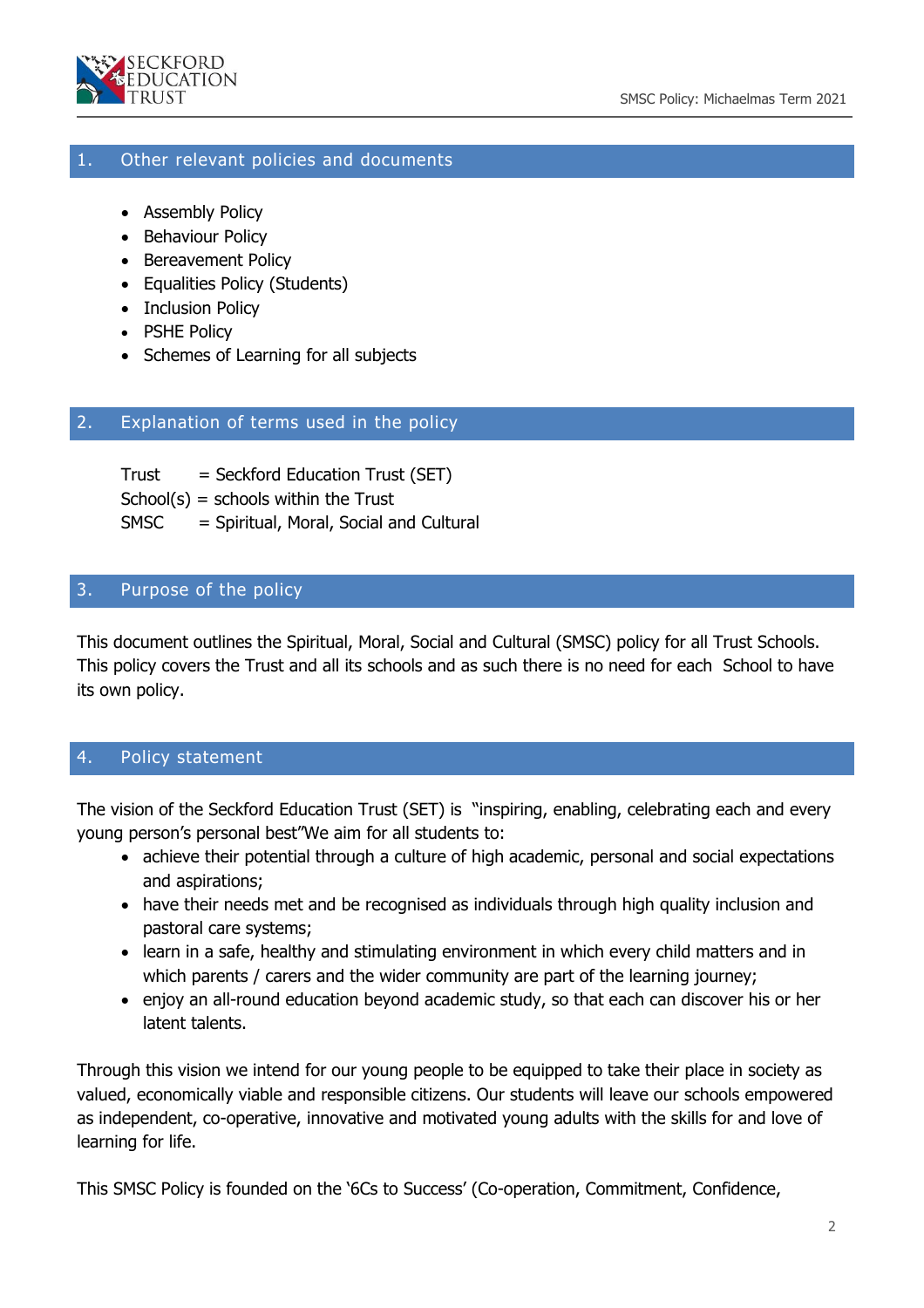## 1. Other relevant policies and documents

- Assembly Policy
- Behaviour Policy
- Bereavement Policy
- Equalities Policy (Students)
- Inclusion Policy
- PSHE Policy
- Schemes of Learning for all subjects

## 2. Explanation of terms used in the policy

Trust = Seckford Education Trust (SET)
School(s) = schools within the Trust
SMSC = Spiritual, Moral, Social and Cultural

## 3. Purpose of the policy

This document outlines the Spiritual, Moral, Social and Cultural (SMSC) policy for all Trust Schools. This policy covers the Trust and all its schools and as such there is no need for each School to have its own policy.

## 4. Policy statement

The vision of the Seckford Education Trust (SET) is "inspiring, enabling, celebrating each and every young person's personal best"We aim for all students to:

- achieve their potential through a culture of high academic, personal and social expectations and aspirations;
- have their needs met and be recognised as individuals through high quality inclusion and pastoral care systems;
- learn in a safe, healthy and stimulating environment in which every child matters and in which parents / carers and the wider community are part of the learning journey;
- enjoy an all-round education beyond academic study, so that each can discover his or her latent talents.

Through this vision we intend for our young people to be equipped to take their place in society as valued, economically viable and responsible citizens. Our students will leave our schools empowered as independent, co-operative, innovative and motivated young adults with the skills for and love of learning for life.

This SMSC Policy is founded on the '6Cs to Success' (Co-operation, Commitment, Confidence,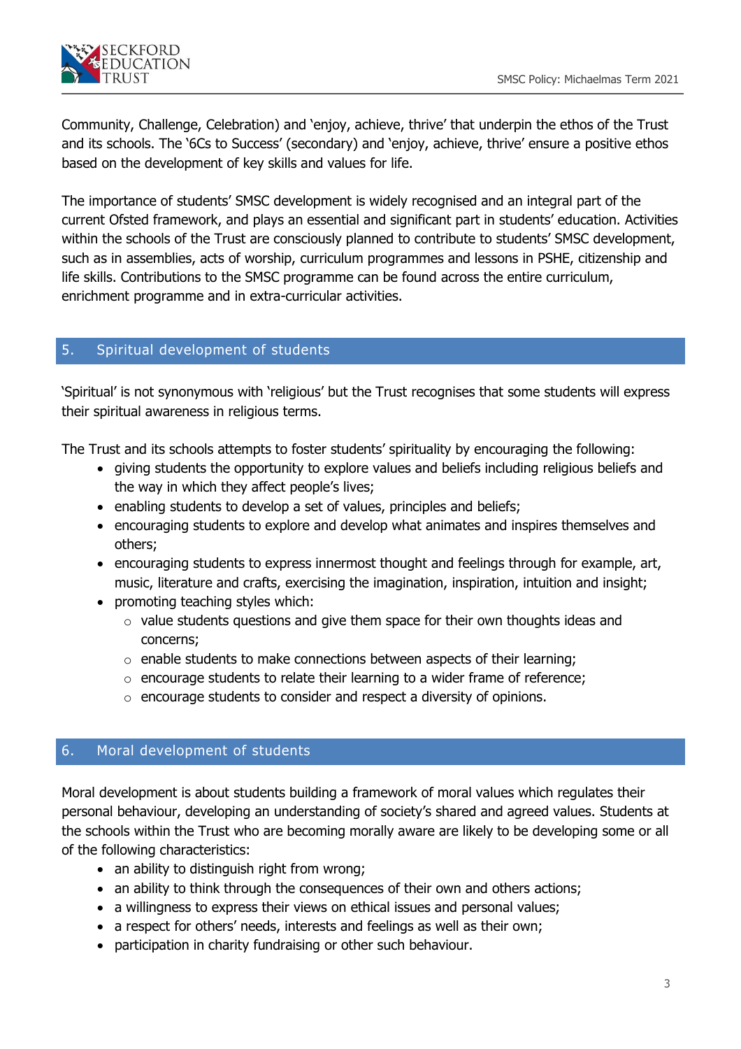Community, Challenge, Celebration) and 'enjoy, achieve, thrive' that underpin the ethos of the Trust and its schools. The '6Cs to Success' (secondary) and 'enjoy, achieve, thrive' ensure a positive ethos based on the development of key skills and values for life.

The importance of students' SMSC development is widely recognised and an integral part of the current Ofsted framework, and plays an essential and significant part in students' education. Activities within the schools of the Trust are consciously planned to contribute to students' SMSC development, such as in assemblies, acts of worship, curriculum programmes and lessons in PSHE, citizenship and life skills. Contributions to the SMSC programme can be found across the entire curriculum, enrichment programme and in extra-curricular activities.

## 5. Spiritual development of students

'Spiritual' is not synonymous with 'religious' but the Trust recognises that some students will express their spiritual awareness in religious terms.

The Trust and its schools attempts to foster students' spirituality by encouraging the following:

- giving students the opportunity to explore values and beliefs including religious beliefs and the way in which they affect people's lives;
- enabling students to develop a set of values, principles and beliefs;
- encouraging students to explore and develop what animates and inspires themselves and others;
- encouraging students to express innermost thought and feelings through for example, art, music, literature and crafts, exercising the imagination, inspiration, intuition and insight;
- promoting teaching styles which:
  - value students questions and give them space for their own thoughts ideas and concerns;
  - enable students to make connections between aspects of their learning;
  - encourage students to relate their learning to a wider frame of reference;
  - encourage students to consider and respect a diversity of opinions.

## 6. Moral development of students

Moral development is about students building a framework of moral values which regulates their personal behaviour, developing an understanding of society's shared and agreed values. Students at the schools within the Trust who are becoming morally aware are likely to be developing some or all of the following characteristics:

- an ability to distinguish right from wrong;
- an ability to think through the consequences of their own and others actions;
- a willingness to express their views on ethical issues and personal values;
- a respect for others' needs, interests and feelings as well as their own;
- participation in charity fundraising or other such behaviour.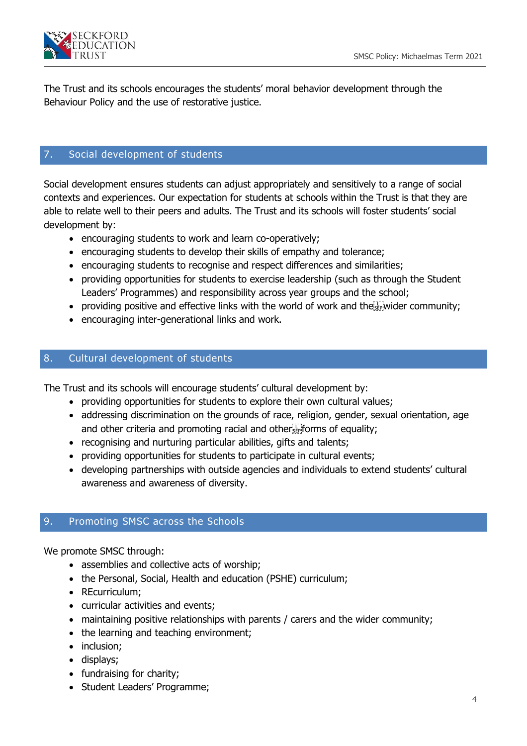The Trust and its schools encourages the students' moral behavior development through the Behaviour Policy and the use of restorative justice.

## 7. Social development of students

Social development ensures students can adjust appropriately and sensitively to a range of social contexts and experiences. Our expectation for students at schools within the Trust is that they are able to relate well to their peers and adults. The Trust and its schools will foster students' social development by:

- encouraging students to work and learn co-operatively;
- encouraging students to develop their skills of empathy and tolerance;
- encouraging students to recognise and respect differences and similarities;
- providing opportunities for students to exercise leadership (such as through the Student Leaders' Programmes) and responsibility across year groups and the school;
- providing positive and effective links with the world of work and the wider community;
- encouraging inter-generational links and work.

## 8. Cultural development of students

The Trust and its schools will encourage students' cultural development by:

- providing opportunities for students to explore their own cultural values;
- addressing discrimination on the grounds of race, religion, gender, sexual orientation, age and other criteria and promoting racial and other forms of equality;
- recognising and nurturing particular abilities, gifts and talents;
- providing opportunities for students to participate in cultural events;
- developing partnerships with outside agencies and individuals to extend students' cultural awareness and awareness of diversity.

## 9. Promoting SMSC across the Schools

We promote SMSC through:

- assemblies and collective acts of worship;
- the Personal, Social, Health and education (PSHE) curriculum;
- REcurriculum;
- curricular activities and events;
- maintaining positive relationships with parents / carers and the wider community;
- the learning and teaching environment;
- inclusion;
- displays;
- fundraising for charity;
- Student Leaders' Programme;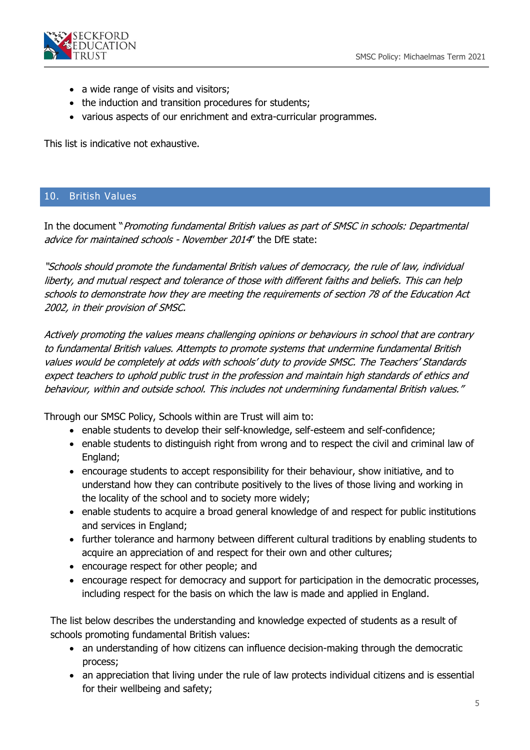- a wide range of visits and visitors;
- the induction and transition procedures for students;
- various aspects of our enrichment and extra-curricular programmes.

This list is indicative not exhaustive.

## 10. British Values

In the document "*Promoting fundamental British values as part of SMSC in schools: Departmental advice for maintained schools - November 2014*" the DfE state:

*"Schools should promote the fundamental British values of democracy, the rule of law, individual liberty, and mutual respect and tolerance of those with different faiths and beliefs. This can help schools to demonstrate how they are meeting the requirements of section 78 of the Education Act 2002, in their provision of SMSC.*

*Actively promoting the values means challenging opinions or behaviours in school that are contrary to fundamental British values. Attempts to promote systems that undermine fundamental British values would be completely at odds with schools' duty to provide SMSC. The Teachers' Standards expect teachers to uphold public trust in the profession and maintain high standards of ethics and behaviour, within and outside school. This includes not undermining fundamental British values."*

Through our SMSC Policy, Schools within are Trust will aim to:

- enable students to develop their self-knowledge, self-esteem and self-confidence;
- enable students to distinguish right from wrong and to respect the civil and criminal law of England;
- encourage students to accept responsibility for their behaviour, show initiative, and to understand how they can contribute positively to the lives of those living and working in the locality of the school and to society more widely;
- enable students to acquire a broad general knowledge of and respect for public institutions and services in England;
- further tolerance and harmony between different cultural traditions by enabling students to acquire an appreciation of and respect for their own and other cultures;
- encourage respect for other people; and
- encourage respect for democracy and support for participation in the democratic processes, including respect for the basis on which the law is made and applied in England.

The list below describes the understanding and knowledge expected of students as a result of schools promoting fundamental British values:

- an understanding of how citizens can influence decision-making through the democratic process;
- an appreciation that living under the rule of law protects individual citizens and is essential for their wellbeing and safety;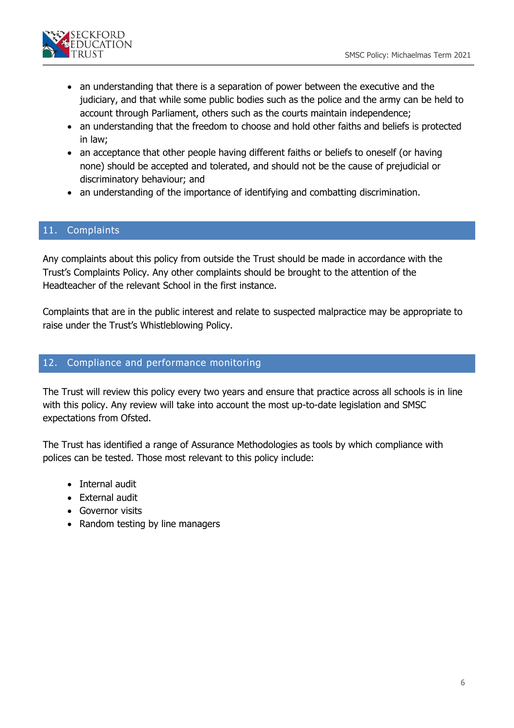- an understanding that there is a separation of power between the executive and the judiciary, and that while some public bodies such as the police and the army can be held to account through Parliament, others such as the courts maintain independence;
- an understanding that the freedom to choose and hold other faiths and beliefs is protected in law;
- an acceptance that other people having different faiths or beliefs to oneself (or having none) should be accepted and tolerated, and should not be the cause of prejudicial or discriminatory behaviour; and
- an understanding of the importance of identifying and combatting discrimination.

## 11. Complaints

Any complaints about this policy from outside the Trust should be made in accordance with the Trust's Complaints Policy. Any other complaints should be brought to the attention of the Headteacher of the relevant School in the first instance.

Complaints that are in the public interest and relate to suspected malpractice may be appropriate to raise under the Trust's Whistleblowing Policy.

## 12. Compliance and performance monitoring

The Trust will review this policy every two years and ensure that practice across all schools is in line with this policy. Any review will take into account the most up-to-date legislation and SMSC expectations from Ofsted.

The Trust has identified a range of Assurance Methodologies as tools by which compliance with polices can be tested. Those most relevant to this policy include:

- Internal audit
- External audit
- Governor visits
- Random testing by line managers